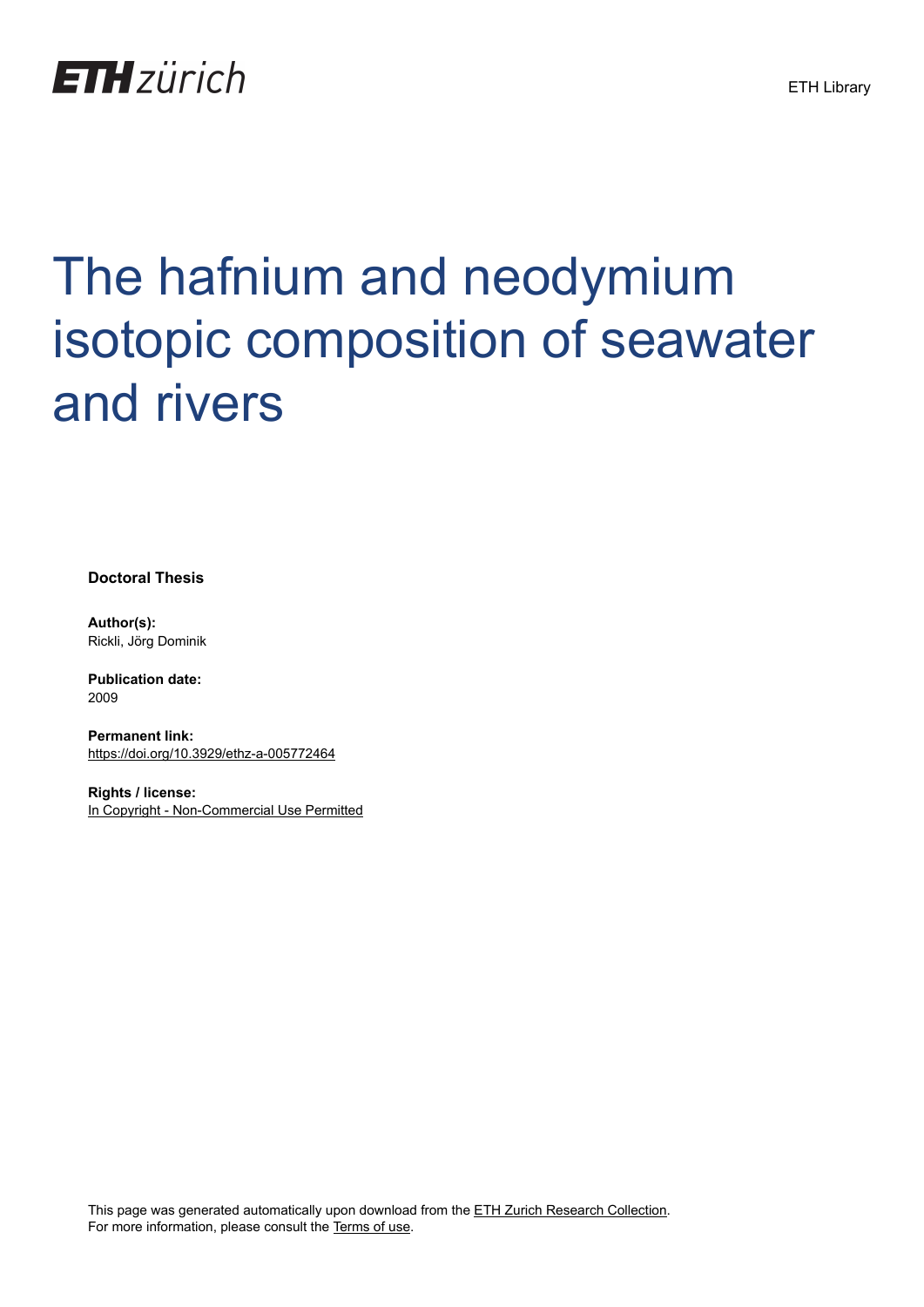ETH Library

# The hafnium and neodymium isotopic composition of seawater and rivers

**Doctoral Thesis**

**Author(s):**
Rickli, Jörg Dominik

**Publication date:**
2009

**Permanent link:**
https://doi.org/10.3929/ethz-a-005772464

**Rights / license:**
In Copyright - Non-Commercial Use Permitted

This page was generated automatically upon download from the ETH Zurich Research Collection.
For more information, please consult the Terms of use.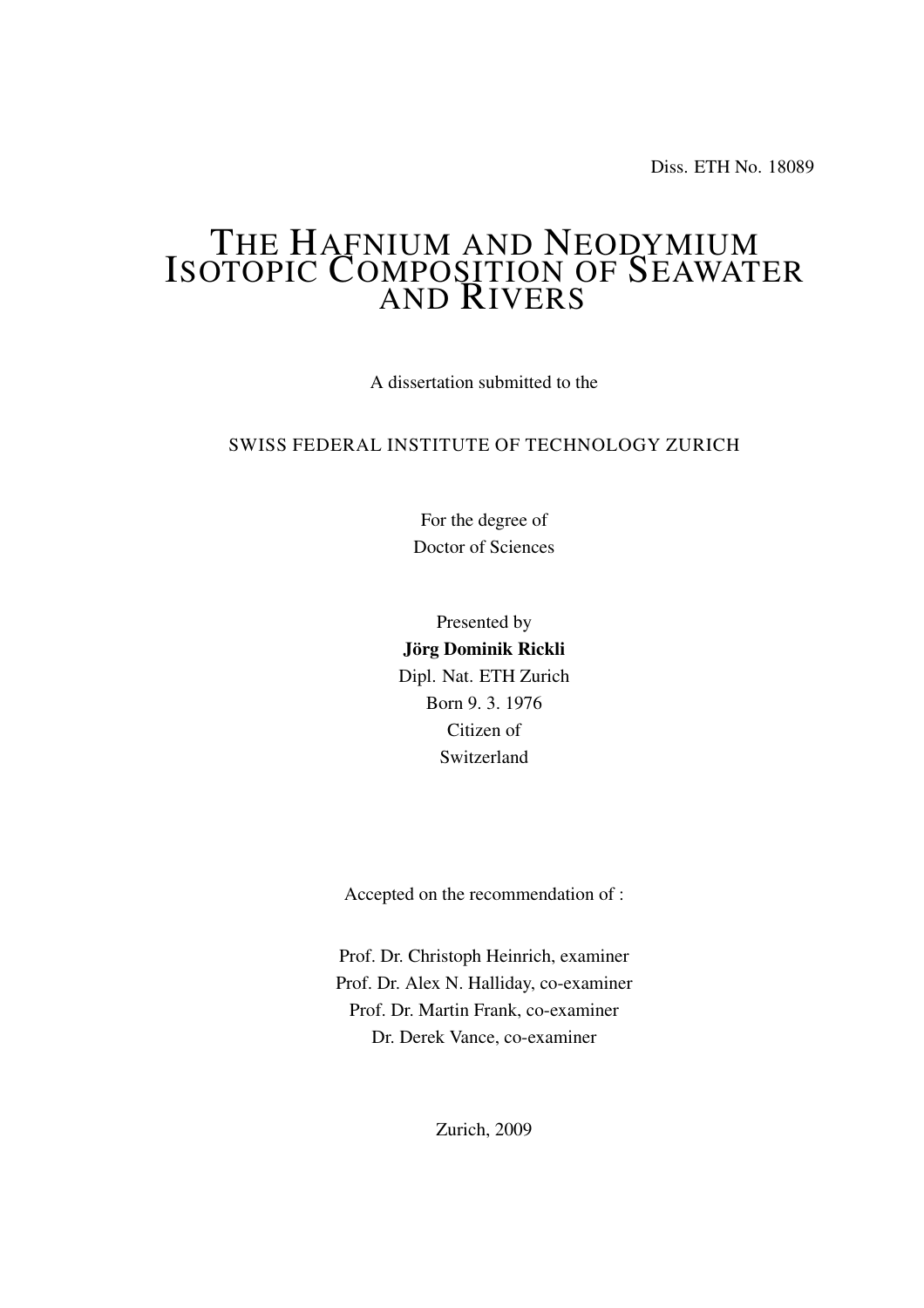Diss. ETH No. 18089

# THE HAFNIUM AND NEODYMIUM ISOTOPIC COMPOSITION OF SEAWATER AND RIVERS

A dissertation submitted to the

SWISS FEDERAL INSTITUTE OF TECHNOLOGY ZURICH

For the degree of
Doctor of Sciences

Presented by
**Jörg Dominik Rickli**
Dipl. Nat. ETH Zurich
Born 9. 3. 1976
Citizen of
Switzerland

Accepted on the recommendation of :

Prof. Dr. Christoph Heinrich, examiner
Prof. Dr. Alex N. Halliday, co-examiner
Prof. Dr. Martin Frank, co-examiner
Dr. Derek Vance, co-examiner

Zurich, 2009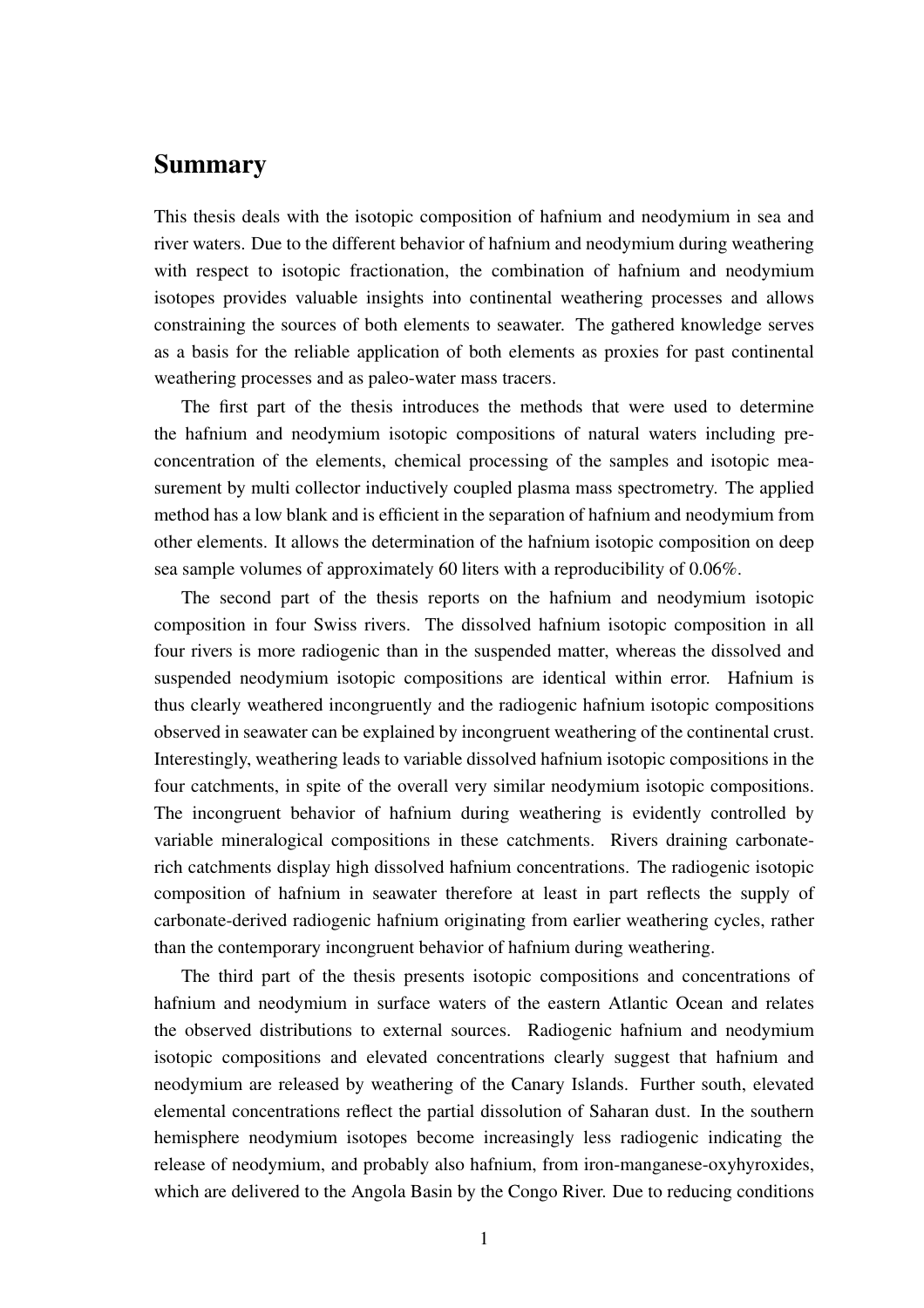# Summary

This thesis deals with the isotopic composition of hafnium and neodymium in sea and river waters. Due to the different behavior of hafnium and neodymium during weathering with respect to isotopic fractionation, the combination of hafnium and neodymium isotopes provides valuable insights into continental weathering processes and allows constraining the sources of both elements to seawater. The gathered knowledge serves as a basis for the reliable application of both elements as proxies for past continental weathering processes and as paleo-water mass tracers.

The first part of the thesis introduces the methods that were used to determine the hafnium and neodymium isotopic compositions of natural waters including pre-concentration of the elements, chemical processing of the samples and isotopic measurement by multi collector inductively coupled plasma mass spectrometry. The applied method has a low blank and is efficient in the separation of hafnium and neodymium from other elements. It allows the determination of the hafnium isotopic composition on deep sea sample volumes of approximately 60 liters with a reproducibility of 0.06%.

The second part of the thesis reports on the hafnium and neodymium isotopic composition in four Swiss rivers. The dissolved hafnium isotopic composition in all four rivers is more radiogenic than in the suspended matter, whereas the dissolved and suspended neodymium isotopic compositions are identical within error. Hafnium is thus clearly weathered incongruently and the radiogenic hafnium isotopic compositions observed in seawater can be explained by incongruent weathering of the continental crust. Interestingly, weathering leads to variable dissolved hafnium isotopic compositions in the four catchments, in spite of the overall very similar neodymium isotopic compositions. The incongruent behavior of hafnium during weathering is evidently controlled by variable mineralogical compositions in these catchments. Rivers draining carbonate-rich catchments display high dissolved hafnium concentrations. The radiogenic isotopic composition of hafnium in seawater therefore at least in part reflects the supply of carbonate-derived radiogenic hafnium originating from earlier weathering cycles, rather than the contemporary incongruent behavior of hafnium during weathering.

The third part of the thesis presents isotopic compositions and concentrations of hafnium and neodymium in surface waters of the eastern Atlantic Ocean and relates the observed distributions to external sources. Radiogenic hafnium and neodymium isotopic compositions and elevated concentrations clearly suggest that hafnium and neodymium are released by weathering of the Canary Islands. Further south, elevated elemental concentrations reflect the partial dissolution of Saharan dust. In the southern hemisphere neodymium isotopes become increasingly less radiogenic indicating the release of neodymium, and probably also hafnium, from iron-manganese-oxyhyroxides, which are delivered to the Angola Basin by the Congo River. Due to reducing conditions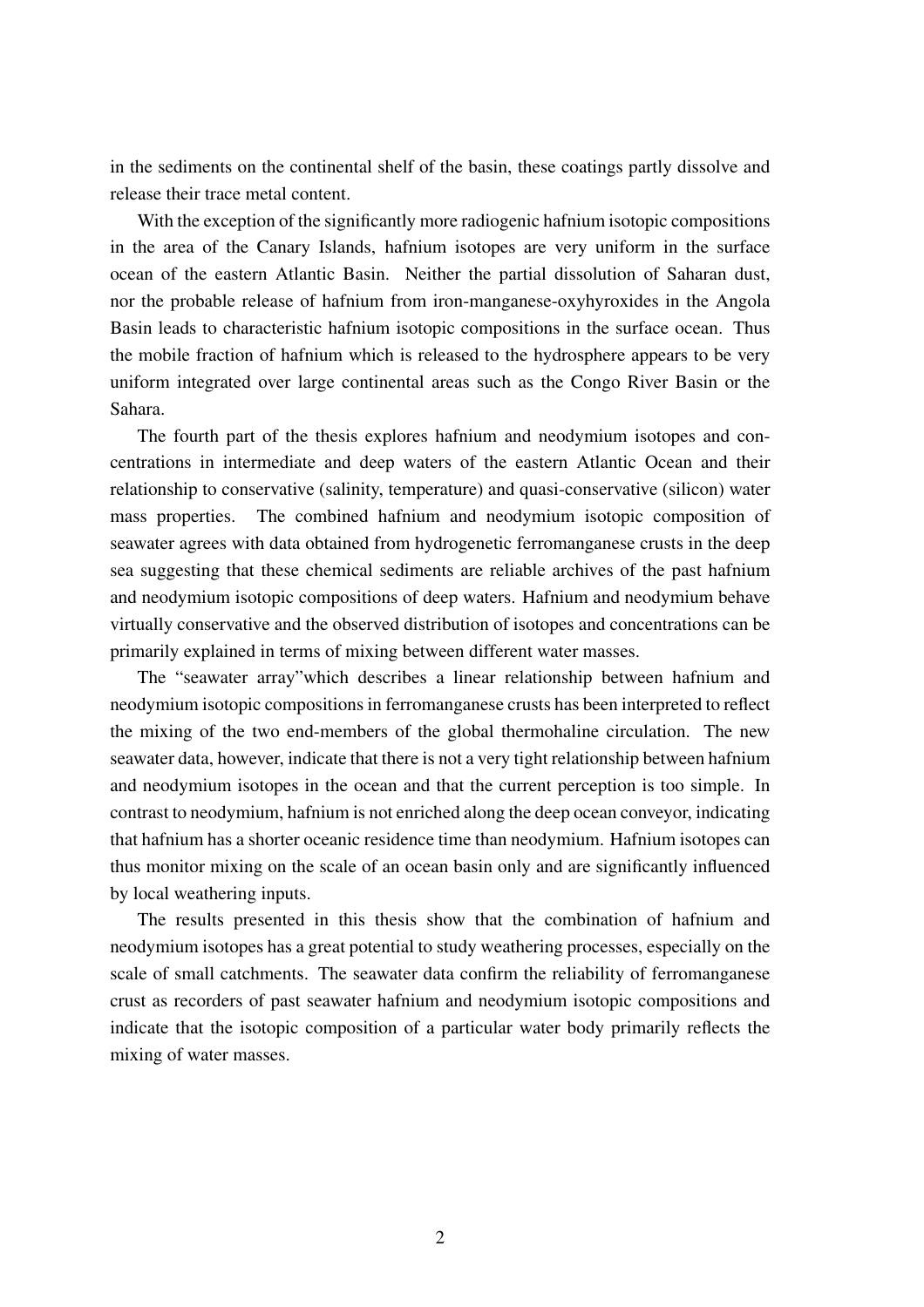in the sediments on the continental shelf of the basin, these coatings partly dissolve and release their trace metal content.

With the exception of the significantly more radiogenic hafnium isotopic compositions in the area of the Canary Islands, hafnium isotopes are very uniform in the surface ocean of the eastern Atlantic Basin. Neither the partial dissolution of Saharan dust, nor the probable release of hafnium from iron-manganese-oxyhyroxides in the Angola Basin leads to characteristic hafnium isotopic compositions in the surface ocean. Thus the mobile fraction of hafnium which is released to the hydrosphere appears to be very uniform integrated over large continental areas such as the Congo River Basin or the Sahara.

The fourth part of the thesis explores hafnium and neodymium isotopes and concentrations in intermediate and deep waters of the eastern Atlantic Ocean and their relationship to conservative (salinity, temperature) and quasi-conservative (silicon) water mass properties. The combined hafnium and neodymium isotopic composition of seawater agrees with data obtained from hydrogenetic ferromanganese crusts in the deep sea suggesting that these chemical sediments are reliable archives of the past hafnium and neodymium isotopic compositions of deep waters. Hafnium and neodymium behave virtually conservative and the observed distribution of isotopes and concentrations can be primarily explained in terms of mixing between different water masses.

The "seawater array"which describes a linear relationship between hafnium and neodymium isotopic compositions in ferromanganese crusts has been interpreted to reflect the mixing of the two end-members of the global thermohaline circulation. The new seawater data, however, indicate that there is not a very tight relationship between hafnium and neodymium isotopes in the ocean and that the current perception is too simple. In contrast to neodymium, hafnium is not enriched along the deep ocean conveyor, indicating that hafnium has a shorter oceanic residence time than neodymium. Hafnium isotopes can thus monitor mixing on the scale of an ocean basin only and are significantly influenced by local weathering inputs.

The results presented in this thesis show that the combination of hafnium and neodymium isotopes has a great potential to study weathering processes, especially on the scale of small catchments. The seawater data confirm the reliability of ferromanganese crust as recorders of past seawater hafnium and neodymium isotopic compositions and indicate that the isotopic composition of a particular water body primarily reflects the mixing of water masses.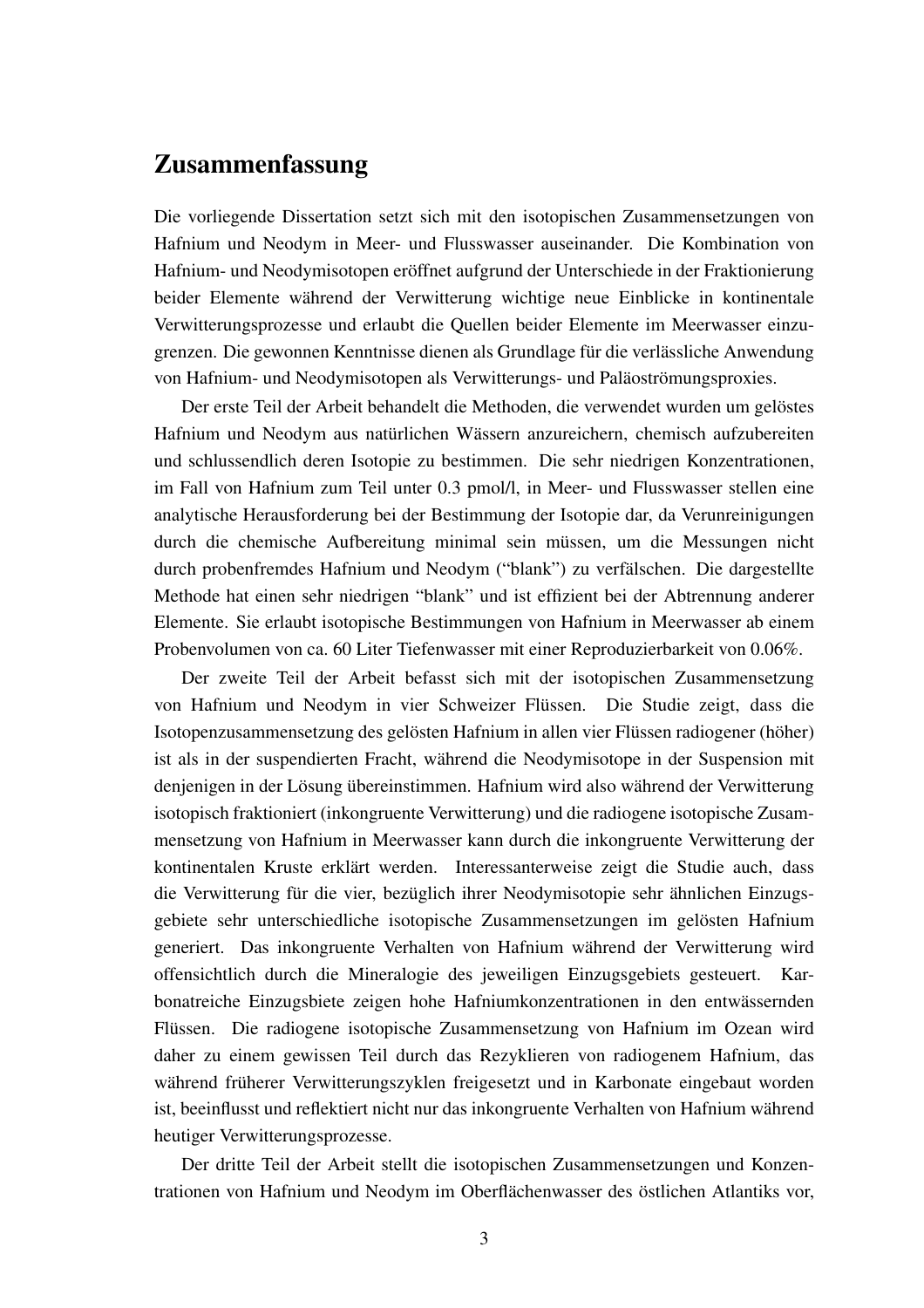# Zusammenfassung

Die vorliegende Dissertation setzt sich mit den isotopischen Zusammensetzungen von Hafnium und Neodym in Meer- und Flusswasser auseinander. Die Kombination von Hafnium- und Neodymisotopen eröffnet aufgrund der Unterschiede in der Fraktionierung beider Elemente während der Verwitterung wichtige neue Einblicke in kontinentale Verwitterungsprozesse und erlaubt die Quellen beider Elemente im Meerwasser einzugrenzen. Die gewonnen Kenntnisse dienen als Grundlage für die verlässliche Anwendung von Hafnium- und Neodymisotopen als Verwitterungs- und Paläoströmungsproxies.

Der erste Teil der Arbeit behandelt die Methoden, die verwendet wurden um gelöstes Hafnium und Neodym aus natürlichen Wässern anzureichern, chemisch aufzubereiten und schlussendlich deren Isotopie zu bestimmen. Die sehr niedrigen Konzentrationen, im Fall von Hafnium zum Teil unter 0.3 pmol/l, in Meer- und Flusswasser stellen eine analytische Herausforderung bei der Bestimmung der Isotopie dar, da Verunreinigungen durch die chemische Aufbereitung minimal sein müssen, um die Messungen nicht durch probenfremdes Hafnium und Neodym ("blank") zu verfälschen. Die dargestellte Methode hat einen sehr niedrigen "blank" und ist effizient bei der Abtrennung anderer Elemente. Sie erlaubt isotopische Bestimmungen von Hafnium in Meerwasser ab einem Probenvolumen von ca. 60 Liter Tiefenwasser mit einer Reproduzierbarkeit von 0.06%.

Der zweite Teil der Arbeit befasst sich mit der isotopischen Zusammensetzung von Hafnium und Neodym in vier Schweizer Flüssen. Die Studie zeigt, dass die Isotopenzusammensetzung des gelösten Hafnium in allen vier Flüssen radiogener (höher) ist als in der suspendierten Fracht, während die Neodymisotope in der Suspension mit denjenigen in der Lösung übereinstimmen. Hafnium wird also während der Verwitterung isotopisch fraktioniert (inkongruente Verwitterung) und die radiogene isotopische Zusammensetzung von Hafnium in Meerwasser kann durch die inkongruente Verwitterung der kontinentalen Kruste erklärt werden. Interessanterweise zeigt die Studie auch, dass die Verwitterung für die vier, bezüglich ihrer Neodymisotopie sehr ähnlichen Einzugsgebiete sehr unterschiedliche isotopische Zusammensetzungen im gelösten Hafnium generiert. Das inkongruente Verhalten von Hafnium während der Verwitterung wird offensichtlich durch die Mineralogie des jeweiligen Einzugsgebiets gesteuert. Karbonatreiche Einzugsbiete zeigen hohe Hafniumkonzentrationen in den entwässernden Flüssen. Die radiogene isotopische Zusammensetzung von Hafnium im Ozean wird daher zu einem gewissen Teil durch das Rezyklieren von radiogenem Hafnium, das während früherer Verwitterungszyklen freigesetzt und in Karbonate eingebaut worden ist, beeinflusst und reflektiert nicht nur das inkongruente Verhalten von Hafnium während heutiger Verwitterungsprozesse.

Der dritte Teil der Arbeit stellt die isotopischen Zusammensetzungen und Konzentrationen von Hafnium und Neodym im Oberflächenwasser des östlichen Atlantiks vor,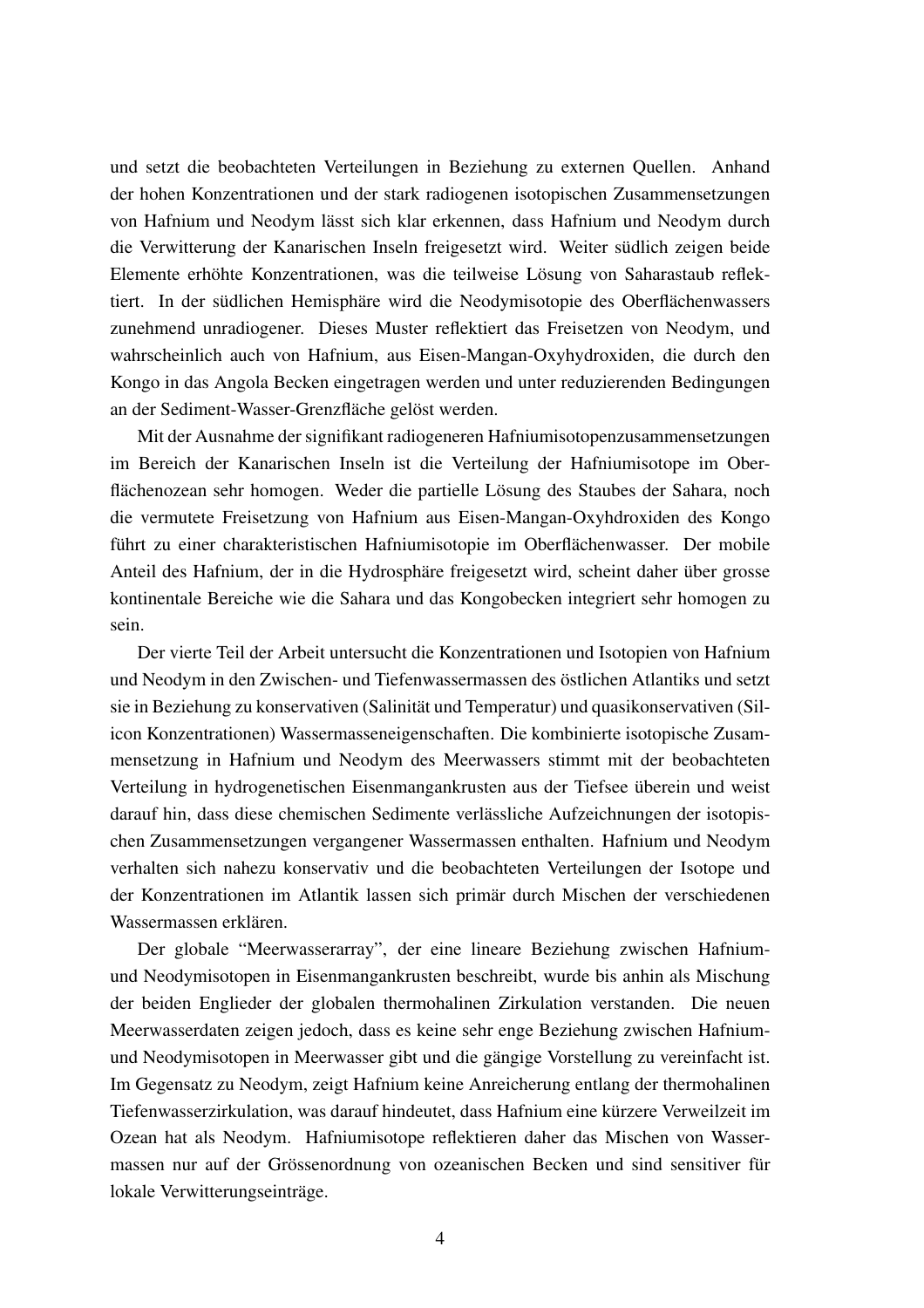und setzt die beobachteten Verteilungen in Beziehung zu externen Quellen. Anhand der hohen Konzentrationen und der stark radiogenen isotopischen Zusammensetzungen von Hafnium und Neodym lässt sich klar erkennen, dass Hafnium und Neodym durch die Verwitterung der Kanarischen Inseln freigesetzt wird. Weiter südlich zeigen beide Elemente erhöhte Konzentrationen, was die teilweise Lösung von Saharastaub reflektiert. In der südlichen Hemisphäre wird die Neodymisotopie des Oberflächenwassers zunehmend unradiogener. Dieses Muster reflektiert das Freisetzen von Neodym, und wahrscheinlich auch von Hafnium, aus Eisen-Mangan-Oxyhydroxiden, die durch den Kongo in das Angola Becken eingetragen werden und unter reduzierenden Bedingungen an der Sediment-Wasser-Grenzfläche gelöst werden.

Mit der Ausnahme der signifikant radiogeneren Hafniumisotopenzusammensetzungen im Bereich der Kanarischen Inseln ist die Verteilung der Hafniumisotope im Oberflächenozean sehr homogen. Weder die partielle Lösung des Staubes der Sahara, noch die vermutete Freisetzung von Hafnium aus Eisen-Mangan-Oxyhdroxiden des Kongo führt zu einer charakteristischen Hafniumisotopie im Oberflächenwasser. Der mobile Anteil des Hafnium, der in die Hydrosphäre freigesetzt wird, scheint daher über grosse kontinentale Bereiche wie die Sahara und das Kongobecken integriert sehr homogen zu sein.

Der vierte Teil der Arbeit untersucht die Konzentrationen und Isotopien von Hafnium und Neodym in den Zwischen- und Tiefenwassermassen des östlichen Atlantiks und setzt sie in Beziehung zu konservativen (Salinität und Temperatur) und quasikonservativen (Silicon Konzentrationen) Wassermasseneigenschaften. Die kombinierte isotopische Zusammensetzung in Hafnium und Neodym des Meerwassers stimmt mit der beobachteten Verteilung in hydrogenetischen Eisenmangankrusten aus der Tiefsee überein und weist darauf hin, dass diese chemischen Sedimente verlässliche Aufzeichnungen der isotopischen Zusammensetzungen vergangener Wassermassen enthalten. Hafnium und Neodym verhalten sich nahezu konservativ und die beobachteten Verteilungen der Isotope und der Konzentrationen im Atlantik lassen sich primär durch Mischen der verschiedenen Wassermassen erklären.

Der globale "Meerwasserarray", der eine lineare Beziehung zwischen Hafnium- und Neodymisotopen in Eisenmangankrusten beschreibt, wurde bis anhin als Mischung der beiden Englieder der globalen thermohalinen Zirkulation verstanden. Die neuen Meerwasserdaten zeigen jedoch, dass es keine sehr enge Beziehung zwischen Hafnium- und Neodymisotopen in Meerwasser gibt und die gängige Vorstellung zu vereinfacht ist. Im Gegensatz zu Neodym, zeigt Hafnium keine Anreicherung entlang der thermohalinen Tiefenwasserzirkulation, was darauf hindeutet, dass Hafnium eine kürzere Verweilzeit im Ozean hat als Neodym. Hafniumisotope reflektieren daher das Mischen von Wassermassen nur auf der Grössenordnung von ozeanischen Becken und sind sensitiver für lokale Verwitterungseinträge.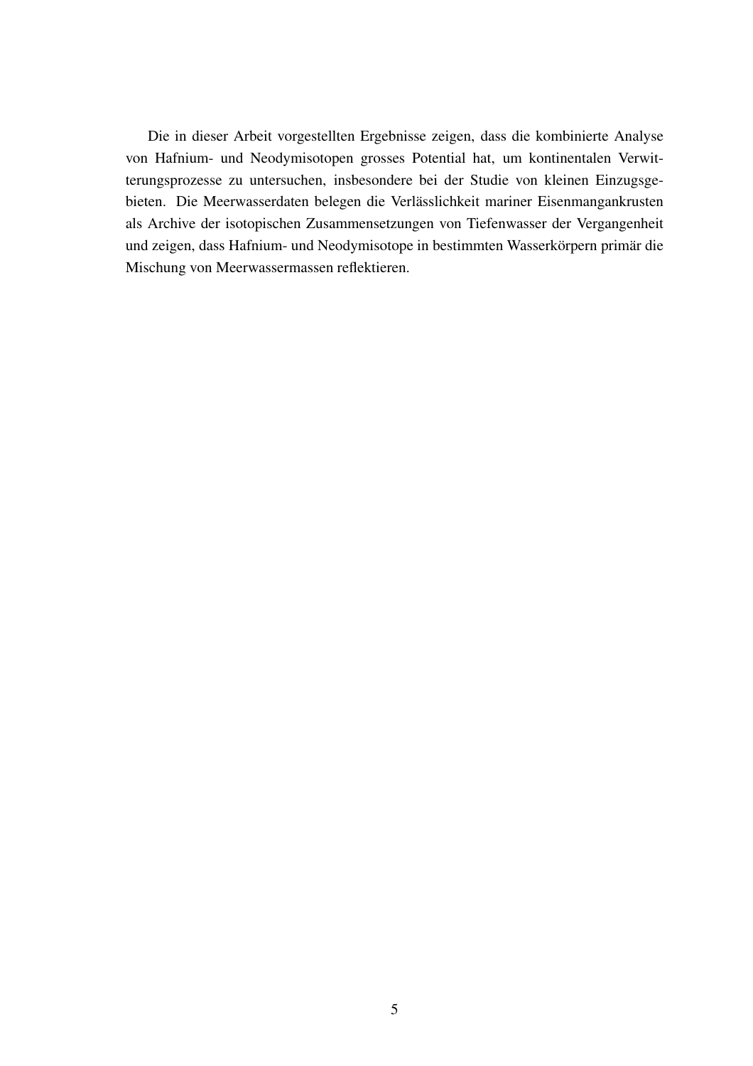Die in dieser Arbeit vorgestellten Ergebnisse zeigen, dass die kombinierte Analyse von Hafnium- und Neodymisotopen grosses Potential hat, um kontinentalen Verwitterungsprozesse zu untersuchen, insbesondere bei der Studie von kleinen Einzugsgebieten. Die Meerwasserdaten belegen die Verlässlichkeit mariner Eisenmangankrusten als Archive der isotopischen Zusammensetzungen von Tiefenwasser der Vergangenheit und zeigen, dass Hafnium- und Neodymisotope in bestimmten Wasserkörpern primär die Mischung von Meerwassermassen reflektieren.